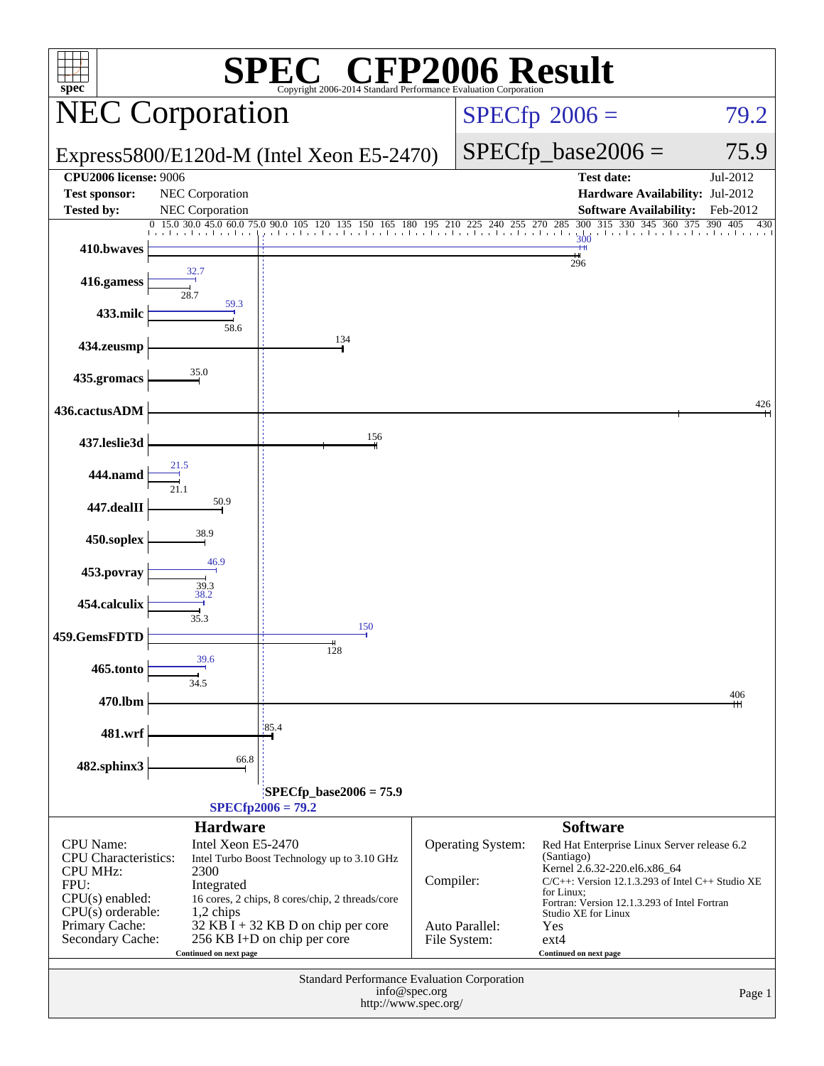# SPEC CFP2006 Result

Copyright 2006-2014 Standard Performance Evaluation Corporation

## NEC Corporation

Express5800/E120d-M (Intel Xeon E5-2470)

SPECfp 2006 = 79.2

SPECfp_base2006 = 75.9

**CPU2006 license:** 9006
**Test sponsor:** NEC Corporation
**Tested by:** NEC Corporation

**Test date:** Jul-2012
**Hardware Availability:** Jul-2012
**Software Availability:** Feb-2012

| Benchmark | Peak | Base |
|---|---|---|
| 410.bwaves | 300 | 296 |
| 416.gamess | 32.7 | 28.7 |
| 433.milc | 59.3 | 58.6 |
| 434.zeusmp | | 134 |
| 435.gromacs | | 35.0 |
| 436.cactusADM | | 426 |
| 437.leslie3d | | 156 |
| 444.namd | 21.5 | 21.1 |
| 447.dealII | | 50.9 |
| 450.soplex | | 38.9 |
| 453.povray | 46.9 | 39.3 |
| 454.calculix | 38.2 | 35.3 |
| 459.GemsFDTD | 150 | 128 |
| 465.tonto | 39.6 | 34.5 |
| 470.lbm | | 406 |
| 481.wrf | | 85.4 |
| 482.sphinx3 | | 66.8 |

SPECfp_base2006 = 75.9
SPECfp2006 = 79.2

### Hardware

| | |
|---|---|
| CPU Name: | Intel Xeon E5-2470 |
| CPU Characteristics: | Intel Turbo Boost Technology up to 3.10 GHz |
| CPU MHz: | 2300 |
| FPU: | Integrated |
| CPU(s) enabled: | 16 cores, 2 chips, 8 cores/chip, 2 threads/core |
| CPU(s) orderable: | 1,2 chips |
| Primary Cache: | 32 KB I + 32 KB D on chip per core |
| Secondary Cache: | 256 KB I+D on chip per core |

Continued on next page

### Software

| | |
|---|---|
| Operating System: | Red Hat Enterprise Linux Server release 6.2 (Santiago) Kernel 2.6.32-220.el6.x86_64 |
| Compiler: | C/C++: Version 12.1.3.293 of Intel C++ Studio XE for Linux; Fortran: Version 12.1.3.293 of Intel Fortran Studio XE for Linux |
| Auto Parallel: | Yes |
| File System: | ext4 |

Continued on next page

Standard Performance Evaluation Corporation
info@spec.org
http://www.spec.org/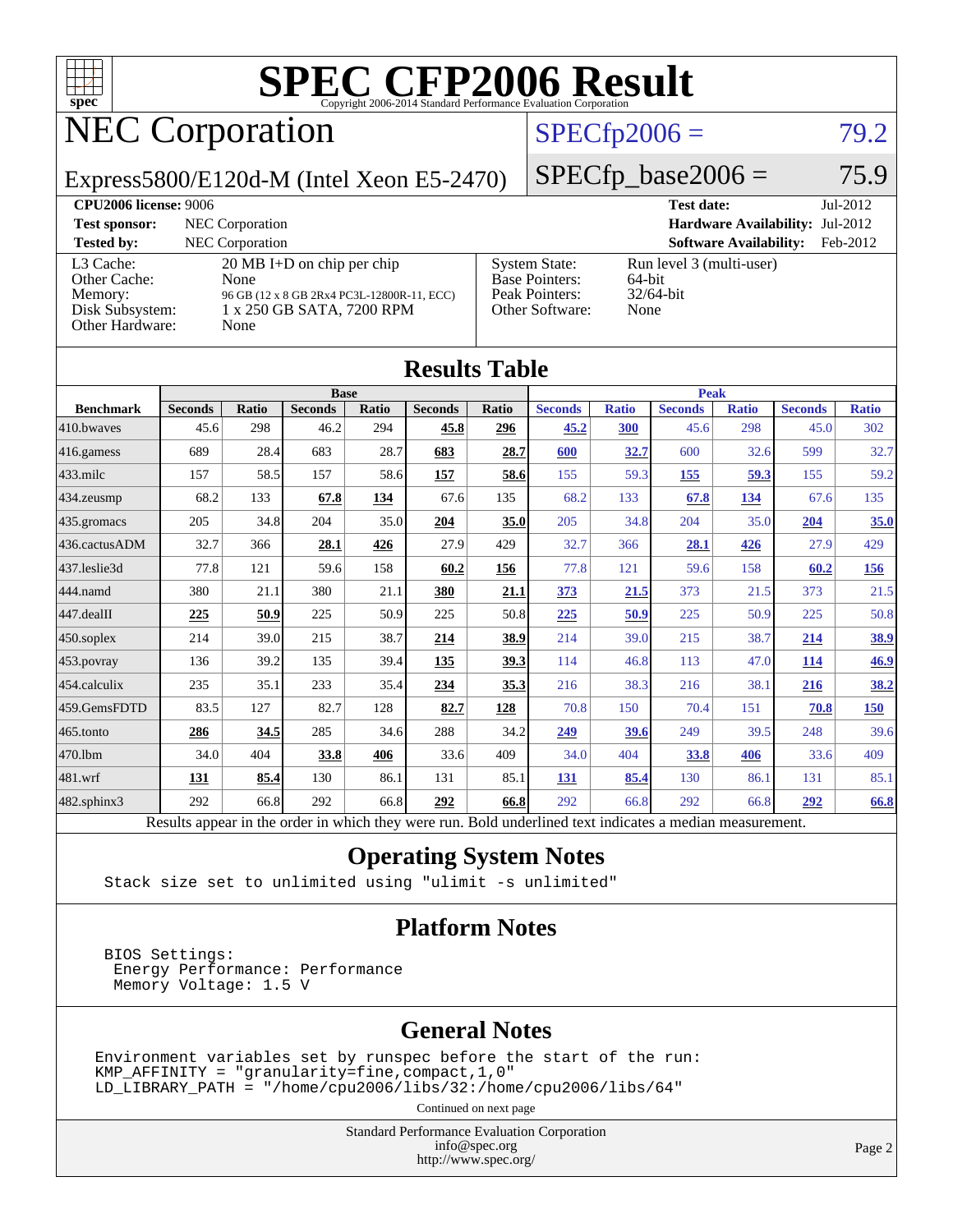# SPEC CFP2006 Result

Copyright 2006-2014 Standard Performance Evaluation Corporation

## NEC Corporation

Express5800/E120d-M (Intel Xeon E5-2470)

SPECfp2006 = 79.2

SPECfp_base2006 = 75.9

**CPU2006 license:** 9006 | **Test date:** Jul-2012
**Test sponsor:** NEC Corporation | **Hardware Availability:** Jul-2012
**Tested by:** NEC Corporation | **Software Availability:** Feb-2012

| | |
|---|---|
| L3 Cache: | 20 MB I+D on chip per chip |
| Other Cache: | None |
| Memory: | 96 GB (12 x 8 GB 2Rx4 PC3L-12800R-11, ECC) |
| Disk Subsystem: | 1 x 250 GB SATA, 7200 RPM |
| Other Hardware: | None |

| | |
|---|---|
| System State: | Run level 3 (multi-user) |
| Base Pointers: | 64-bit |
| Peak Pointers: | 32/64-bit |
| Other Software: | None |

## Results Table

| | Base | | | | | | Peak | | | | | |
|---|---|---|---|---|---|---|---|---|---|---|---|---|
| **Benchmark** | **Seconds** | **Ratio** | **Seconds** | **Ratio** | **Seconds** | **Ratio** | **Seconds** | **Ratio** | **Seconds** | **Ratio** | **Seconds** | **Ratio** |
| 410.bwaves | 45.6 | 298 | 46.2 | 294 | **45.8** | **296** | **45.2** | **300** | 45.6 | 298 | 45.0 | 302 |
| 416.gamess | 689 | 28.4 | 683 | 28.7 | **683** | **28.7** | **600** | **32.7** | 600 | 32.6 | 599 | 32.7 |
| 433.milc | 157 | 58.5 | 157 | 58.6 | **157** | **58.6** | 155 | 59.3 | **155** | **59.3** | 155 | 59.2 |
| 434.zeusmp | 68.2 | 133 | **67.8** | **134** | 67.6 | 135 | 68.2 | 133 | **67.8** | **134** | 67.6 | 135 |
| 435.gromacs | 205 | 34.8 | 204 | 35.0 | **204** | **35.0** | 205 | 34.8 | 204 | 35.0 | **204** | **35.0** |
| 436.cactusADM | 32.7 | 366 | **28.1** | **426** | 27.9 | 429 | 32.7 | 366 | **28.1** | **426** | 27.9 | 429 |
| 437.leslie3d | 77.8 | 121 | 59.6 | 158 | **60.2** | **156** | 77.8 | 121 | 59.6 | 158 | **60.2** | **156** |
| 444.namd | 380 | 21.1 | 380 | 21.1 | **380** | **21.1** | **373** | **21.5** | 373 | 21.5 | 373 | 21.5 |
| 447.dealII | **225** | **50.9** | 225 | 50.9 | 225 | 50.8 | **225** | **50.9** | 225 | 50.9 | 225 | 50.8 |
| 450.soplex | 214 | 39.0 | 215 | 38.7 | **214** | **38.9** | 214 | 39.0 | 215 | 38.7 | **214** | **38.9** |
| 453.povray | 136 | 39.2 | 135 | 39.4 | **135** | **39.3** | 114 | 46.8 | 113 | 47.0 | **114** | **46.9** |
| 454.calculix | 235 | 35.1 | 233 | 35.4 | **234** | **35.3** | 216 | 38.3 | 216 | 38.1 | **216** | **38.2** |
| 459.GemsFDTD | 83.5 | 127 | 82.7 | 128 | **82.7** | **128** | 70.8 | 150 | 70.4 | 151 | **70.8** | **150** |
| 465.tonto | **286** | **34.5** | 285 | 34.6 | 288 | 34.2 | **249** | **39.6** | 249 | 39.5 | 248 | 39.6 |
| 470.lbm | 34.0 | 404 | **33.8** | **406** | 33.6 | 409 | 34.0 | 404 | **33.8** | **406** | 33.6 | 409 |
| 481.wrf | **131** | **85.4** | 130 | 86.1 | 131 | 85.1 | **131** | **85.4** | 130 | 86.1 | 131 | 85.1 |
| 482.sphinx3 | 292 | 66.8 | 292 | 66.8 | **292** | **66.8** | 292 | 66.8 | 292 | 66.8 | **292** | **66.8** |

Results appear in the order in which they were run. Bold underlined text indicates a median measurement.

## Operating System Notes

```
Stack size set to unlimited using "ulimit -s unlimited"
```

## Platform Notes

```
BIOS Settings:
 Energy Performance: Performance
 Memory Voltage: 1.5 V
```

## General Notes

```
Environment variables set by runspec before the start of the run:
KMP_AFFINITY = "granularity=fine,compact,1,0"
LD_LIBRARY_PATH = "/home/cpu2006/libs/32:/home/cpu2006/libs/64"
```

Continued on next page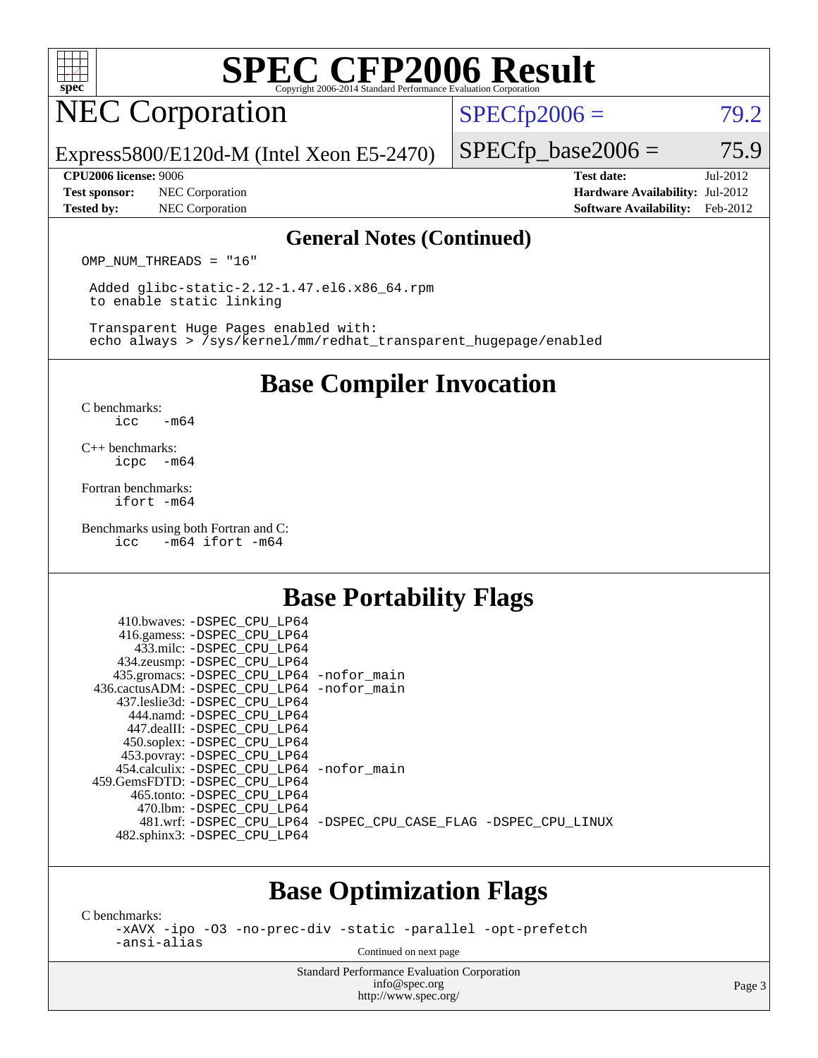## General Notes (Continued)

```
OMP_NUM_THREADS = "16"

 Added glibc-static-2.12-1.47.el6.x86_64.rpm
 to enable static linking

 Transparent Huge Pages enabled with:
 echo always > /sys/kernel/mm/redhat_transparent_hugepage/enabled
```

## Base Compiler Invocation

C benchmarks:
```
icc   -m64
```

C++ benchmarks:
```
icpc  -m64
```

Fortran benchmarks:
```
ifort -m64
```

Benchmarks using both Fortran and C:
```
icc   -m64 ifort -m64
```

## Base Portability Flags

| Benchmark | Flags |
|---|---|
| 410.bwaves: | -DSPEC_CPU_LP64 |
| 416.gamess: | -DSPEC_CPU_LP64 |
| 433.milc: | -DSPEC_CPU_LP64 |
| 434.zeusmp: | -DSPEC_CPU_LP64 |
| 435.gromacs: | -DSPEC_CPU_LP64 -nofor_main |
| 436.cactusADM: | -DSPEC_CPU_LP64 -nofor_main |
| 437.leslie3d: | -DSPEC_CPU_LP64 |
| 444.namd: | -DSPEC_CPU_LP64 |
| 447.dealII: | -DSPEC_CPU_LP64 |
| 450.soplex: | -DSPEC_CPU_LP64 |
| 453.povray: | -DSPEC_CPU_LP64 |
| 454.calculix: | -DSPEC_CPU_LP64 -nofor_main |
| 459.GemsFDTD: | -DSPEC_CPU_LP64 |
| 465.tonto: | -DSPEC_CPU_LP64 |
| 470.lbm: | -DSPEC_CPU_LP64 |
| 481.wrf: | -DSPEC_CPU_LP64 -DSPEC_CPU_CASE_FLAG -DSPEC_CPU_LINUX |
| 482.sphinx3: | -DSPEC_CPU_LP64 |

## Base Optimization Flags

C benchmarks:
```
-xAVX -ipo -O3 -no-prec-div -static -parallel -opt-prefetch
-ansi-alias
```

Continued on next page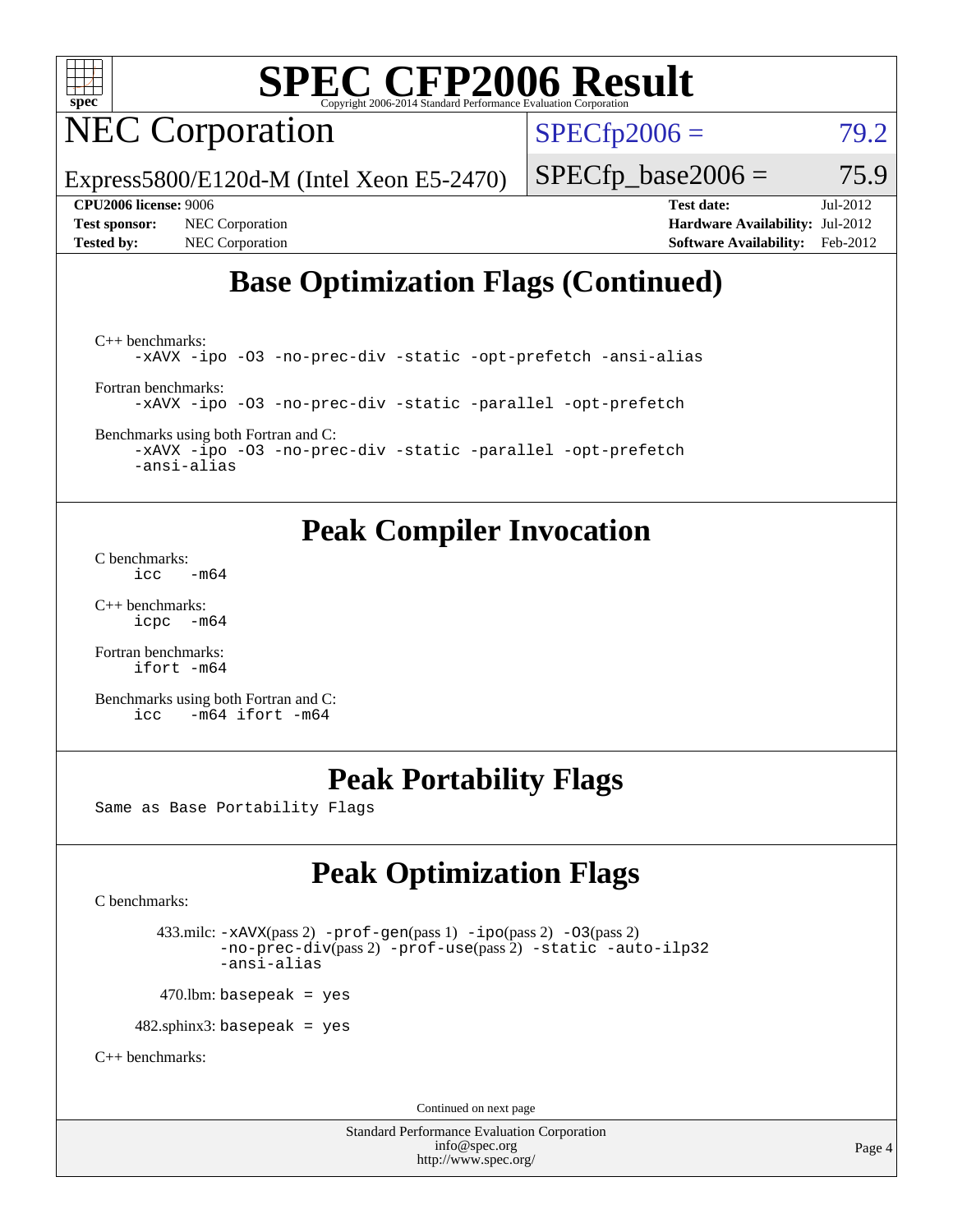# SPEC CFP2006 Result

Copyright 2006-2014 Standard Performance Evaluation Corporation

## NEC Corporation

Express5800/E120d-M (Intel Xeon E5-2470)

SPECfp2006 = 79.2

SPECfp_base2006 = 75.9

**CPU2006 license:** 9006
**Test sponsor:** NEC Corporation
**Tested by:** NEC Corporation

**Test date:** Jul-2012
**Hardware Availability:** Jul-2012
**Software Availability:** Feb-2012

## Base Optimization Flags (Continued)

C++ benchmarks:
```
-xAVX -ipo -O3 -no-prec-div -static -opt-prefetch -ansi-alias
```

Fortran benchmarks:
```
-xAVX -ipo -O3 -no-prec-div -static -parallel -opt-prefetch
```

Benchmarks using both Fortran and C:
```
-xAVX -ipo -O3 -no-prec-div -static -parallel -opt-prefetch
-ansi-alias
```

## Peak Compiler Invocation

C benchmarks:
```
icc   -m64
```

C++ benchmarks:
```
icpc  -m64
```

Fortran benchmarks:
```
ifort -m64
```

Benchmarks using both Fortran and C:
```
icc   -m64 ifort -m64
```

## Peak Portability Flags

Same as Base Portability Flags

## Peak Optimization Flags

C benchmarks:

433.milc: -xAVX(pass 2) -prof-gen(pass 1) -ipo(pass 2) -O3(pass 2) -no-prec-div(pass 2) -prof-use(pass 2) -static -auto-ilp32 -ansi-alias

470.lbm: basepeak = yes

482.sphinx3: basepeak = yes

C++ benchmarks:

Continued on next page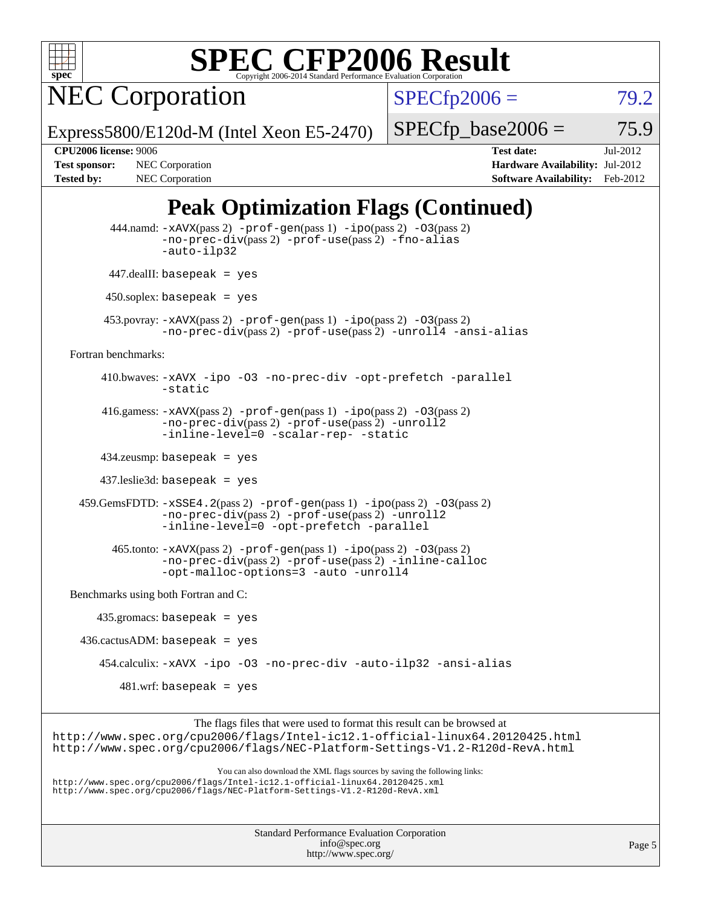# SPEC CFP2006 Result

Copyright 2006-2014 Standard Performance Evaluation Corporation

**NEC Corporation**

Express5800/E120d-M (Intel Xeon E5-2470)

SPECfp2006 = 79.2

SPECfp_base2006 = 75.9

| | | | |
|---|---|---|---|
| **CPU2006 license:** 9006 | | **Test date:** | Jul-2012 |
| **Test sponsor:** | NEC Corporation | **Hardware Availability:** | Jul-2012 |
| **Tested by:** | NEC Corporation | **Software Availability:** | Feb-2012 |

## Peak Optimization Flags (Continued)

444.namd: -xAVX(pass 2) -prof-gen(pass 1) -ipo(pass 2) -O3(pass 2) -no-prec-div(pass 2) -prof-use(pass 2) -fno-alias -auto-ilp32

447.dealII: basepeak = yes

450.soplex: basepeak = yes

453.povray: -xAVX(pass 2) -prof-gen(pass 1) -ipo(pass 2) -O3(pass 2) -no-prec-div(pass 2) -prof-use(pass 2) -unroll4 -ansi-alias

Fortran benchmarks:

410.bwaves: -xAVX -ipo -O3 -no-prec-div -opt-prefetch -parallel -static

416.gamess: -xAVX(pass 2) -prof-gen(pass 1) -ipo(pass 2) -O3(pass 2) -no-prec-div(pass 2) -prof-use(pass 2) -unroll2 -inline-level=0 -scalar-rep- -static

434.zeusmp: basepeak = yes

437.leslie3d: basepeak = yes

459.GemsFDTD: -xSSE4.2(pass 2) -prof-gen(pass 1) -ipo(pass 2) -O3(pass 2) -no-prec-div(pass 2) -prof-use(pass 2) -unroll2 -inline-level=0 -opt-prefetch -parallel

465.tonto: -xAVX(pass 2) -prof-gen(pass 1) -ipo(pass 2) -O3(pass 2) -no-prec-div(pass 2) -prof-use(pass 2) -inline-calloc -opt-malloc-options=3 -auto -unroll4

Benchmarks using both Fortran and C:

435.gromacs: basepeak = yes

436.cactusADM: basepeak = yes

454.calculix: -xAVX -ipo -O3 -no-prec-div -auto-ilp32 -ansi-alias

481.wrf: basepeak = yes

The flags files that were used to format this result can be browsed at
http://www.spec.org/cpu2006/flags/Intel-ic12.1-official-linux64.20120425.html
http://www.spec.org/cpu2006/flags/NEC-Platform-Settings-V1.2-R120d-RevA.html

You can also download the XML flags sources by saving the following links:
http://www.spec.org/cpu2006/flags/Intel-ic12.1-official-linux64.20120425.xml
http://www.spec.org/cpu2006/flags/NEC-Platform-Settings-V1.2-R120d-RevA.xml

Standard Performance Evaluation Corporation
info@spec.org
http://www.spec.org/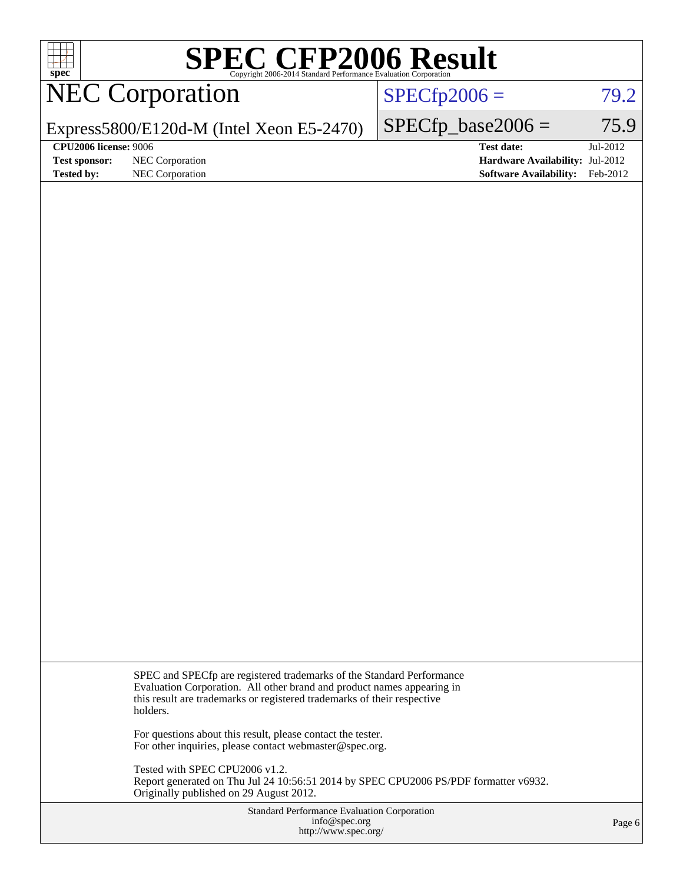# SPEC CFP2006 Result

Copyright 2006-2014 Standard Performance Evaluation Corporation

## NEC Corporation

Express5800/E120d-M (Intel Xeon E5-2470)

SPECfp2006 = 79.2

SPECfp_base2006 = 75.9

**CPU2006 license:** 9006
**Test sponsor:** NEC Corporation
**Tested by:** NEC Corporation

**Test date:** Jul-2012
**Hardware Availability:** Jul-2012
**Software Availability:** Feb-2012

SPEC and SPECfp are registered trademarks of the Standard Performance Evaluation Corporation. All other brand and product names appearing in this result are trademarks or registered trademarks of their respective holders.

For questions about this result, please contact the tester.
For other inquiries, please contact webmaster@spec.org.

Tested with SPEC CPU2006 v1.2.
Report generated on Thu Jul 24 10:56:51 2014 by SPEC CPU2006 PS/PDF formatter v6932.
Originally published on 29 August 2012.

Standard Performance Evaluation Corporation
info@spec.org
http://www.spec.org/